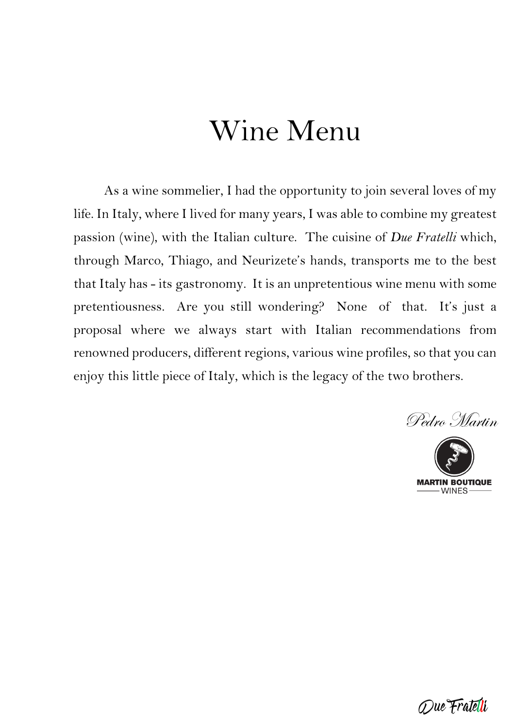# Wine Menu

As a wine sommelier, I had the opportunity to join several loves of my life. In Italy, where I lived for many years, I was able to combine my greatest passion (wine), with the Italian culture. The cuisine of *Due Fratelli* which, through Marco, Thiago, and Neurizete's hands, transports me to the best that Italy has - its gastronomy. It is an unpretentious wine menu with some pretentiousness. Are you still wondering? None of that. It's just a proposal where we always start with Italian recommendations from renowned producers, different regions, various wine profiles, so that you can enjoy this little piece of Italy, which is the legacy of the two brothers.

*Pedro Martin*

MARTIN BOUTIQUE WINES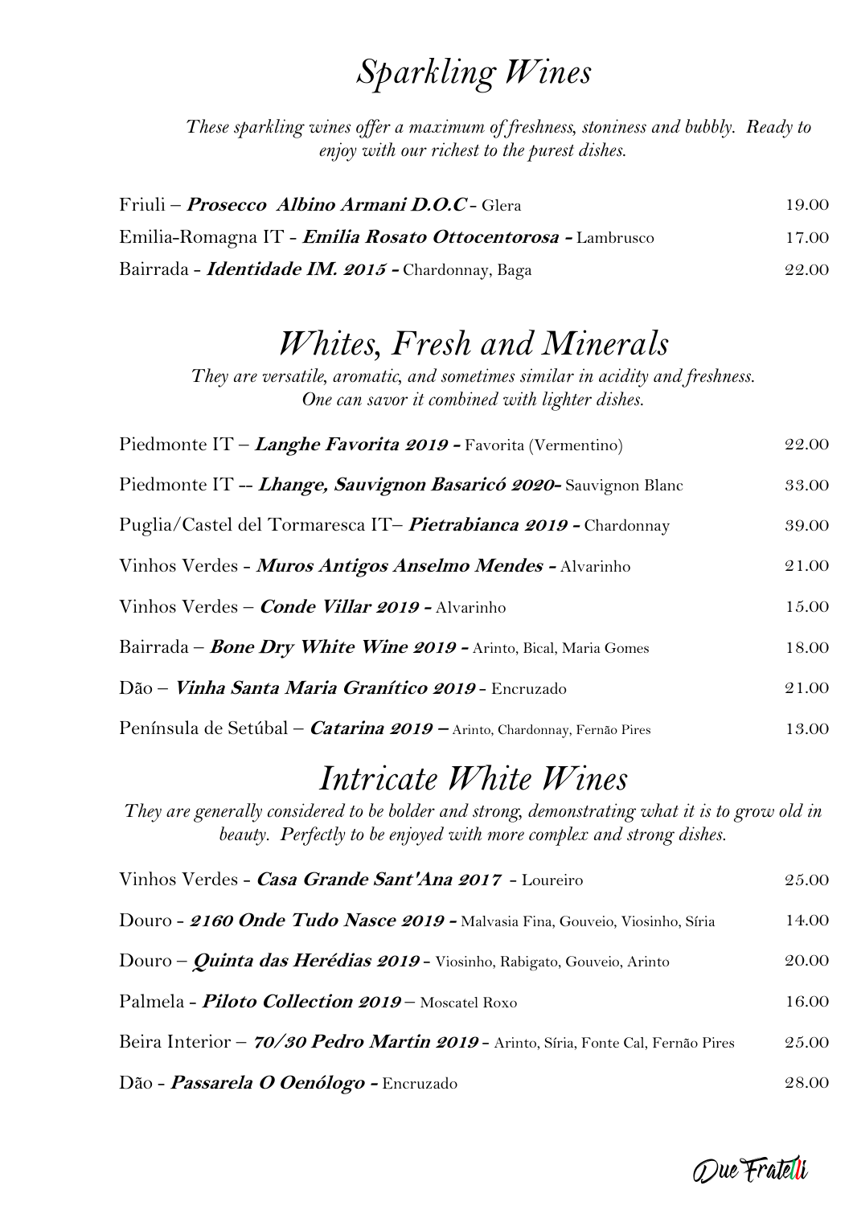# *Sparkling Wines*

*These sparkling wines offer a maximum of freshness, stoniness and bubbly. Ready to enjoy with our richest to the purest dishes.*

| | |
|---|---|
| Friuli – ***Prosecco Albino Armani D.O.C*** - Glera | 19.00 |
| Emilia-Romagna IT - ***Emilia Rosato Ottocentorosa -*** Lambrusco | 17.00 |
| Bairrada - ***Identidade IM. 2015 -*** Chardonnay, Baga | 22.00 |

# *Whites, Fresh and Minerals*

*They are versatile, aromatic, and sometimes similar in acidity and freshness. One can savor it combined with lighter dishes.*

| | |
|---|---|
| Piedmonte IT – ***Langhe Favorita 2019 -*** Favorita (Vermentino) | 22.00 |
| Piedmonte IT -- ***Lhange, Sauvignon Basaricó 2020-*** Sauvignon Blanc | 33.00 |
| Puglia/Castel del Tormaresca IT– ***Pietrabianca 2019 -*** Chardonnay | 39.00 |
| Vinhos Verdes - ***Muros Antigos Anselmo Mendes -*** Alvarinho | 21.00 |
| Vinhos Verdes – ***Conde Villar 2019 -*** Alvarinho | 15.00 |
| Bairrada – ***Bone Dry White Wine 2019 -*** Arinto, Bical, Maria Gomes | 18.00 |
| Dão – ***Vinha Santa Maria Granítico 2019*** - Encruzado | 21.00 |
| Península de Setúbal – ***Catarina 2019 –*** Arinto, Chardonnay, Fernão Pires | 13.00 |

# *Intricate White Wines*

*They are generally considered to be bolder and strong, demonstrating what it is to grow old in beauty. Perfectly to be enjoyed with more complex and strong dishes.*

| | |
|---|---|
| Vinhos Verdes - ***Casa Grande Sant'Ana 2017*** - Loureiro | 25.00 |
| Douro - ***2160 Onde Tudo Nasce 2019 -*** Malvasia Fina, Gouveio, Viosinho, Síria | 14.00 |
| Douro – ***Quinta das Herédias 2019*** - Viosinho, Rabigato, Gouveio, Arinto | 20.00 |
| Palmela - ***Piloto Collection 2019*** – Moscatel Roxo | 16.00 |
| Beira Interior – ***70/30 Pedro Martin 2019*** - Arinto, Síria, Fonte Cal, Fernão Pires | 25.00 |
| Dão - ***Passarela O Oenólogo -*** Encruzado | 28.00 |

Due Fratelli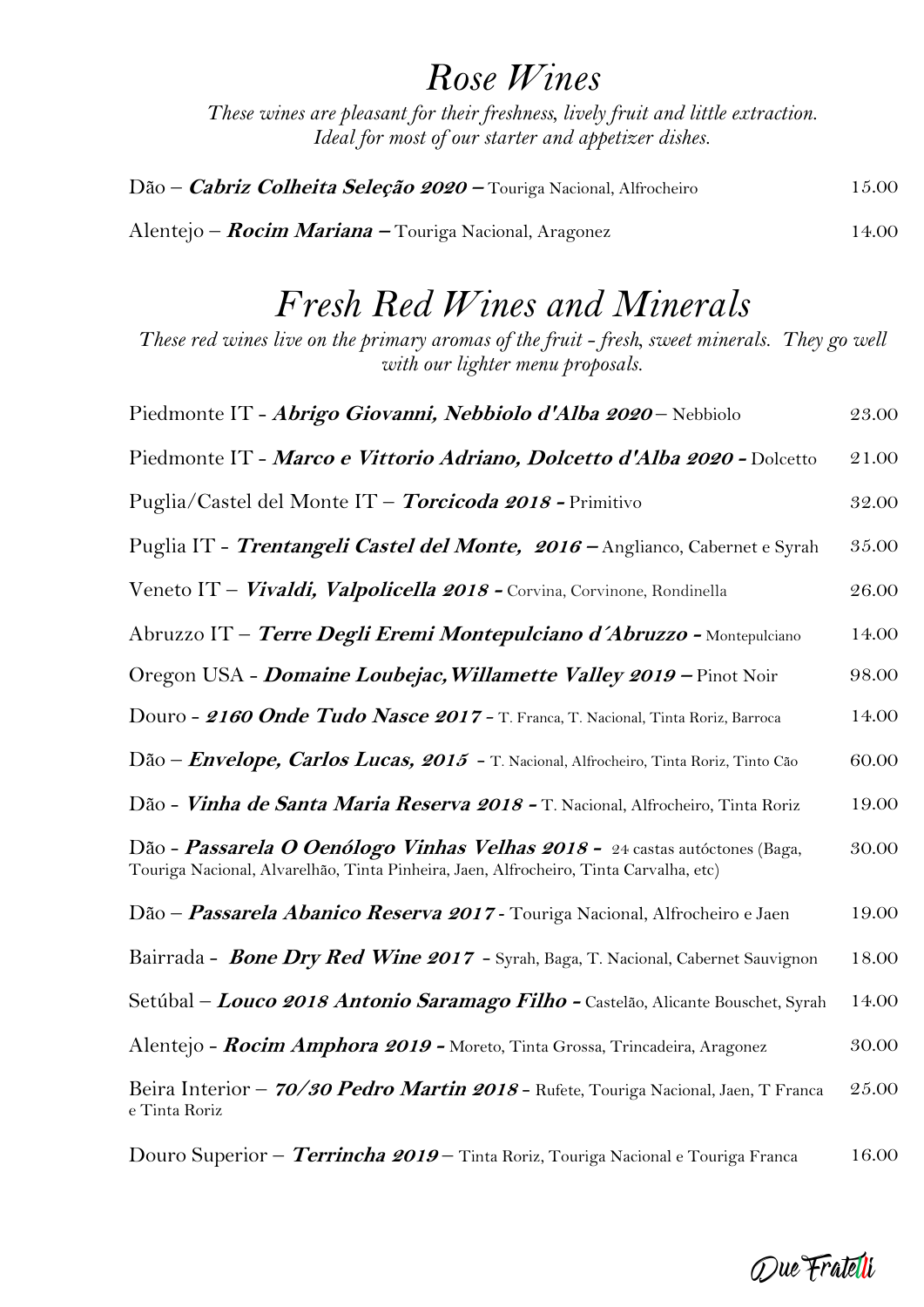# *Rose Wines*

*These wines are pleasant for their freshness, lively fruit and little extraction. Ideal for most of our starter and appetizer dishes.*

| Wine | Price |
|---|---|
| Dão – ***Cabriz Colheita Seleção 2020*** – Touriga Nacional, Alfrocheiro | 15.00 |
| Alentejo – ***Rocim Mariana*** – Touriga Nacional, Aragonez | 14.00 |

# *Fresh Red Wines and Minerals*

*These red wines live on the primary aromas of the fruit - fresh, sweet minerals. They go well with our lighter menu proposals.*

| Wine | Price |
|---|---|
| Piedmonte IT - ***Abrigo Giovanni, Nebbiolo d'Alba 2020*** – Nebbiolo | 23.00 |
| Piedmonte IT - ***Marco e Vittorio Adriano, Dolcetto d'Alba 2020*** - Dolcetto | 21.00 |
| Puglia/Castel del Monte IT – ***Torcicoda 2018*** - Primitivo | 32.00 |
| Puglia IT - ***Trentangeli Castel del Monte, 2016*** – Anglianco, Cabernet e Syrah | 35.00 |
| Veneto IT – ***Vivaldi, Valpolicella 2018*** - Corvina, Corvinone, Rondinella | 26.00 |
| Abruzzo IT – ***Terre Degli Eremi Montepulciano d´Abruzzo*** - Montepulciano | 14.00 |
| Oregon USA - ***Domaine Loubejac, Willamette Valley 2019*** – Pinot Noir | 98.00 |
| Douro - ***2160 Onde Tudo Nasce 2017*** - T. Franca, T. Nacional, Tinta Roriz, Barroca | 14.00 |
| Dão – ***Envelope, Carlos Lucas, 2015*** - T. Nacional, Alfrocheiro, Tinta Roriz, Tinto Cão | 60.00 |
| Dão - ***Vinha de Santa Maria Reserva 2018*** - T. Nacional, Alfrocheiro, Tinta Roriz | 19.00 |
| Dão - ***Passarela O Oenólogo Vinhas Velhas 2018*** - 24 castas autóctones (Baga, Touriga Nacional, Alvarelhão, Tinta Pinheira, Jaen, Alfrocheiro, Tinta Carvalha, etc) | 30.00 |
| Dão – ***Passarela Abanico Reserva 2017*** - Touriga Nacional, Alfrocheiro e Jaen | 19.00 |
| Bairrada - ***Bone Dry Red Wine 2017*** - Syrah, Baga, T. Nacional, Cabernet Sauvignon | 18.00 |
| Setúbal – ***Louco 2018 Antonio Saramago Filho*** - Castelão, Alicante Bouschet, Syrah | 14.00 |
| Alentejo - ***Rocim Amphora 2019*** - Moreto, Tinta Grossa, Trincadeira, Aragonez | 30.00 |
| Beira Interior – ***70/30 Pedro Martin 2018*** - Rufete, Touriga Nacional, Jaen, T Franca e Tinta Roriz | 25.00 |
| Douro Superior – ***Terrincha 2019*** – Tinta Roriz, Touriga Nacional e Touriga Franca | 16.00 |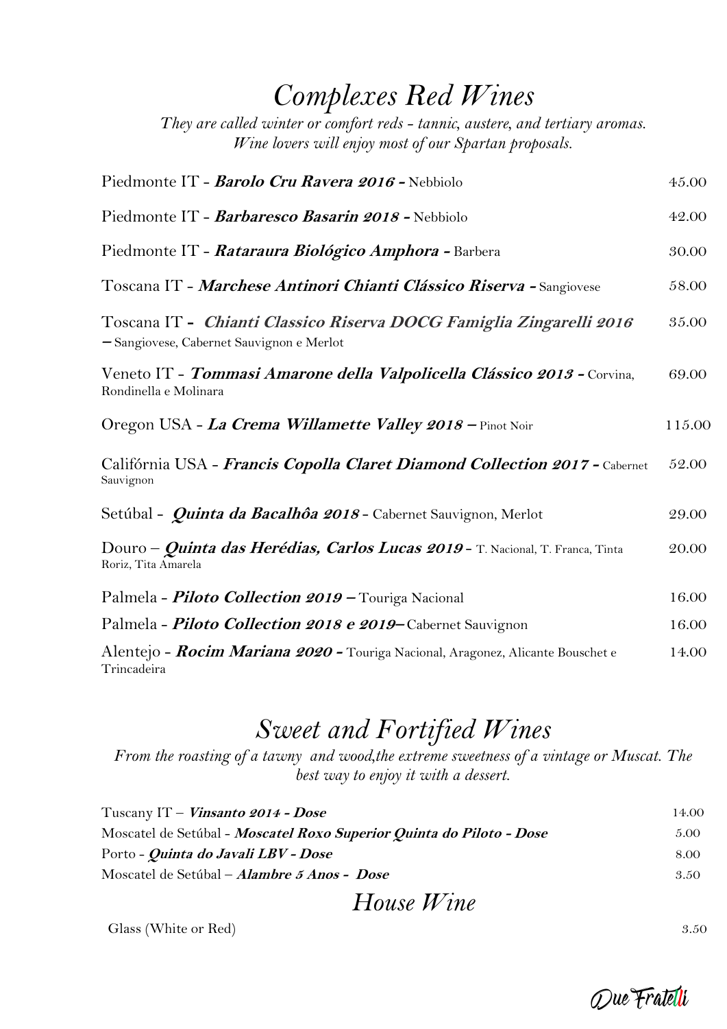# *Complexes Red Wines*

*They are called winter or comfort reds - tannic, austere, and tertiary aromas. Wine lovers will enjoy most of our Spartan proposals.*

| | |
|---|---|
| Piedmonte IT - ***Barolo Cru Ravera 2016 -*** Nebbiolo | 45.00 |
| Piedmonte IT - ***Barbaresco Basarin 2018 -*** Nebbiolo | 42.00 |
| Piedmonte IT - ***Rataraura Biológico Amphora -*** Barbera | 30.00 |
| Toscana IT - ***Marchese Antinori Chianti Clássico Riserva -*** Sangiovese | 58.00 |
| Toscana IT - ***Chianti Classico Riserva DOCG Famiglia Zingarelli 2016*** – Sangiovese, Cabernet Sauvignon e Merlot | 35.00 |
| Veneto IT - ***Tommasi Amarone della Valpolicella Clássico 2013 -*** Corvina, Rondinella e Molinara | 69.00 |
| Oregon USA - ***La Crema Willamette Valley 2018 –*** Pinot Noir | 115.00 |
| Califórnia USA - ***Francis Copolla Claret Diamond Collection 2017 -*** Cabernet Sauvignon | 52.00 |
| Setúbal - ***Quinta da Bacalhôa 2018*** - Cabernet Sauvignon, Merlot | 29.00 |
| Douro – ***Quinta das Herédias, Carlos Lucas 2019*** - T. Nacional, T. Franca, Tinta Roriz, Tita Amarela | 20.00 |
| Palmela - ***Piloto Collection 2019 –*** Touriga Nacional | 16.00 |
| Palmela - ***Piloto Collection 2018 e 2019–*** Cabernet Sauvignon | 16.00 |
| Alentejo - ***Rocim Mariana 2020 -*** Touriga Nacional, Aragonez, Alicante Bouschet e Trincadeira | 14.00 |

# *Sweet and Fortified Wines*

*From the roasting of a tawny and wood,the extreme sweetness of a vintage or Muscat. The best way to enjoy it with a dessert.*

| | |
|---|---|
| Tuscany IT – ***Vinsanto 2014 - Dose*** | 14.00 |
| Moscatel de Setúbal - ***Moscatel Roxo Superior Quinta do Piloto - Dose*** | 5.00 |
| Porto - ***Quinta do Javali LBV - Dose*** | 8.00 |
| Moscatel de Setúbal – ***Alambre 5 Anos - Dose*** | 3.50 |

# *House Wine*

| | |
|---|---|
| Glass (White or Red) | 3.50 |

Due Fratelli